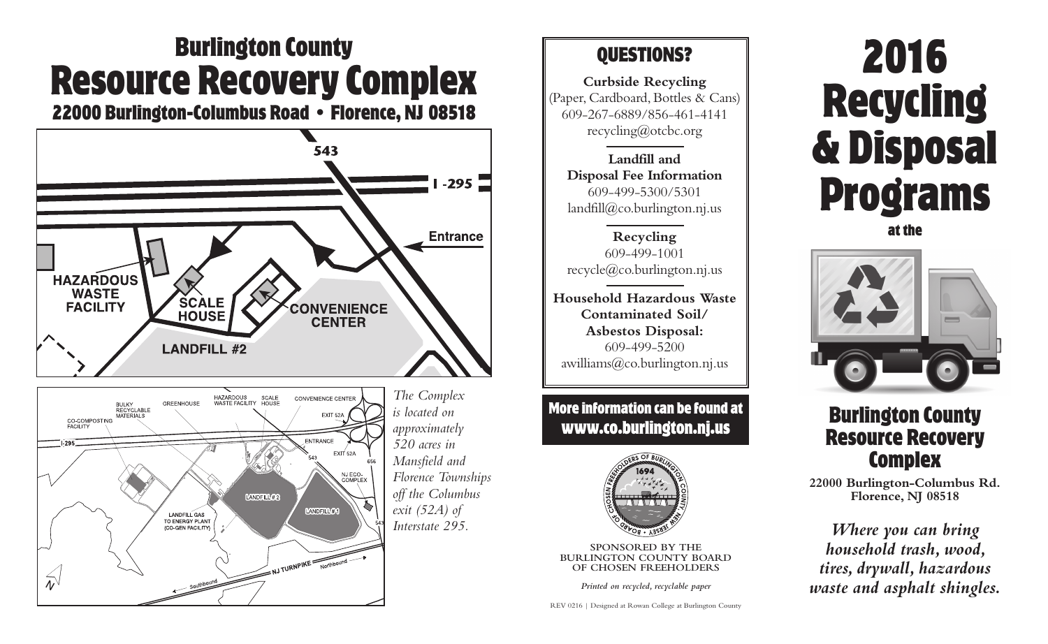# Burlington County Resource Recovery Complex

## 22000 Burlington-Columbus Road • Florence, NJ 08518

*The Complex is located on approximately 520 acres in Mansfield and Florence Townships off the Columbus exit (52A) of Interstate 295.*

## QUESTIONS?

**Curbside Recycling**
(Paper, Cardboard, Bottles & Cans)
609-267-6889/856-461-4141
recycling@otcbc.org

**Landfill and Disposal Fee Information**
609-499-5300/5301
landfill@co.burlington.nj.us

**Recycling**
609-499-1001
recycle@co.burlington.nj.us

**Household Hazardous Waste Contaminated Soil/ Asbestos Disposal:**
609-499-5200
awilliams@co.burlington.nj.us

**More information can be found at www.co.burlington.nj.us**

SPONSORED BY THE BURLINGTON COUNTY BOARD OF CHOSEN FREEHOLDERS

*Printed on recycled, recyclable paper*

REV 0216 | Designed at Rowan College at Burlington County

# 2016 Recycling & Disposal Programs

at the

## Burlington County Resource Recovery Complex

**22000 Burlington-Columbus Rd. Florence, NJ 08518**

***Where you can bring household trash, wood, tires, drywall, hazardous waste and asphalt shingles.***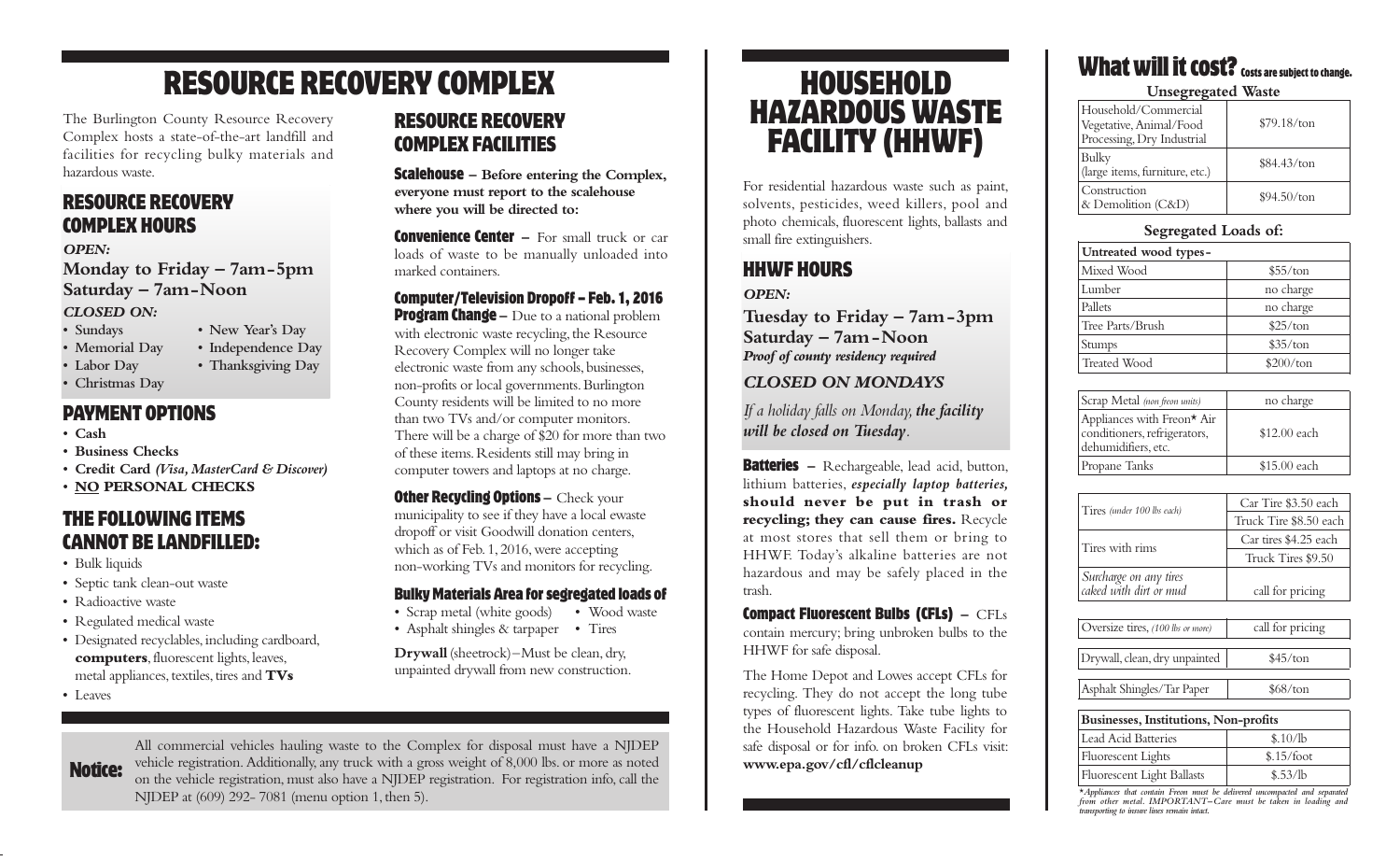# RESOURCE RECOVERY COMPLEX

The Burlington County Resource Recovery Complex hosts a state-of-the-art landfill and facilities for recycling bulky materials and hazardous waste.

## RESOURCE RECOVERY COMPLEX HOURS

***OPEN:***

**Monday to Friday – 7am-5pm**
**Saturday – 7am-Noon**

***CLOSED ON:***

- **Sundays**
- **Memorial Day**
- **Labor Day**
- **Christmas Day**
- **New Year's Day**
- **Independence Day**
- **Thanksgiving Day**

## PAYMENT OPTIONS

- **Cash**
- **Business Checks**
- **Credit Card** ***(Visa, MasterCard & Discover)***
- **NO PERSONAL CHECKS**

## THE FOLLOWING ITEMS CANNOT BE LANDFILLED:

- Bulk liquids
- Septic tank clean-out waste
- Radioactive waste
- Regulated medical waste
- Designated recyclables, including cardboard, **computers**, fluorescent lights, leaves, metal appliances, textiles, tires and **TVs**
- Leaves

## RESOURCE RECOVERY COMPLEX FACILITIES

**Scalehouse** – **Before entering the Complex, everyone must report to the scalehouse where you will be directed to:**

**Convenience Center** – For small truck or car loads of waste to be manually unloaded into marked containers.

**Computer/Television Dropoff – Feb. 1, 2016 Program Change** – Due to a national problem with electronic waste recycling, the Resource Recovery Complex will no longer take electronic waste from any schools, businesses, non-profits or local governments. Burlington County residents will be limited to no more than two TVs and/or computer monitors. There will be a charge of $20 for more than two of these items. Residents still may bring in computer towers and laptops at no charge.

**Other Recycling Options** – Check your municipality to see if they have a local ewaste dropoff or visit Goodwill donation centers, which as of Feb. 1, 2016, were accepting non-working TVs and monitors for recycling.

### Bulky Materials Area for segregated loads of

- Scrap metal (white goods)
- Asphalt shingles & tarpaper
- Wood waste
- Tires

**Drywall** (sheetrock)–Must be clean, dry, unpainted drywall from new construction.

**Notice:** All commercial vehicles hauling waste to the Complex for disposal must have a NJDEP vehicle registration. Additionally, any truck with a gross weight of 8,000 lbs. or more as noted on the vehicle registration, must also have a NJDEP registration. For registration info, call the NJDEP at (609) 292- 7081 (menu option 1, then 5).

# HOUSEHOLD HAZARDOUS WASTE FACILITY (HHWF)

For residential hazardous waste such as paint, solvents, pesticides, weed killers, pool and photo chemicals, fluorescent lights, ballasts and small fire extinguishers.

## HHWF HOURS

***OPEN:***

**Tuesday to Friday – 7am-3pm**
**Saturday – 7am-Noon**
***Proof of county residency required***

***CLOSED ON MONDAYS***

*If a holiday falls on Monday,* ***the facility will be closed on Tuesday****.*

**Batteries** – Rechargeable, lead acid, button, lithium batteries, ***especially laptop batteries,*** **should never be put in trash or recycling; they can cause fires.** Recycle at most stores that sell them or bring to HHWF. Today's alkaline batteries are not hazardous and may be safely placed in the trash.

**Compact Fluorescent Bulbs (CFLs)** – CFLs contain mercury; bring unbroken bulbs to the HHWF for safe disposal.

The Home Depot and Lowes accept CFLs for recycling. They do not accept the long tube types of fluorescent lights. Take tube lights to the Household Hazardous Waste Facility for safe disposal or for info. on broken CFLs visit: **www.epa.gov/cfl/cflcleanup**

# What will it cost? Costs are subject to change.

**Unsegregated Waste**

| | |
|---|---|
| Household/Commercial Vegetative, Animal/Food Processing, Dry Industrial | $79.18/ton |
| Bulky (large items, furniture, etc.) | $84.43/ton |
| Construction & Demolition (C&D) | $94.50/ton |

**Segregated Loads of:**

| **Untreated wood types-** | |
|---|---|
| Mixed Wood | $55/ton |
| Lumber | no charge |
| Pallets | no charge |
| Tree Parts/Brush | $25/ton |
| Stumps | $35/ton |
| Treated Wood | $200/ton |

| | |
|---|---|
| Scrap Metal *(non freon units)* | no charge |
| Appliances with Freon* Air conditioners, refrigerators, dehumidifiers, etc. | $12.00 each |
| Propane Tanks | $15.00 each |

| | |
|---|---|
| Tires *(under 100 lbs each)* | Car Tire $3.50 each |
| | Truck Tire $8.50 each |
| Tires with rims | Car tires $4.25 each |
| | Truck Tires $9.50 |
| *Surcharge on any tires caked with dirt or mud* | call for pricing |

| | |
|---|---|
| Oversize tires, *(100 lbs or more)* | call for pricing |

| | |
|---|---|
| Drywall, clean, dry unpainted | $45/ton |

| | |
|---|---|
| Asphalt Shingles/Tar Paper | $68/ton |

| **Businesses, Institutions, Non-profits** | |
|---|---|
| Lead Acid Batteries | $.10/lb |
| Fluorescent Lights | $.15/foot |
| Fluorescent Light Ballasts | $.53/lb |

****Appliances that contain Freon must be delivered uncompacted and separated from other metal. IMPORTANT–Care must be taken in loading and transporting to insure lines remain intact.***